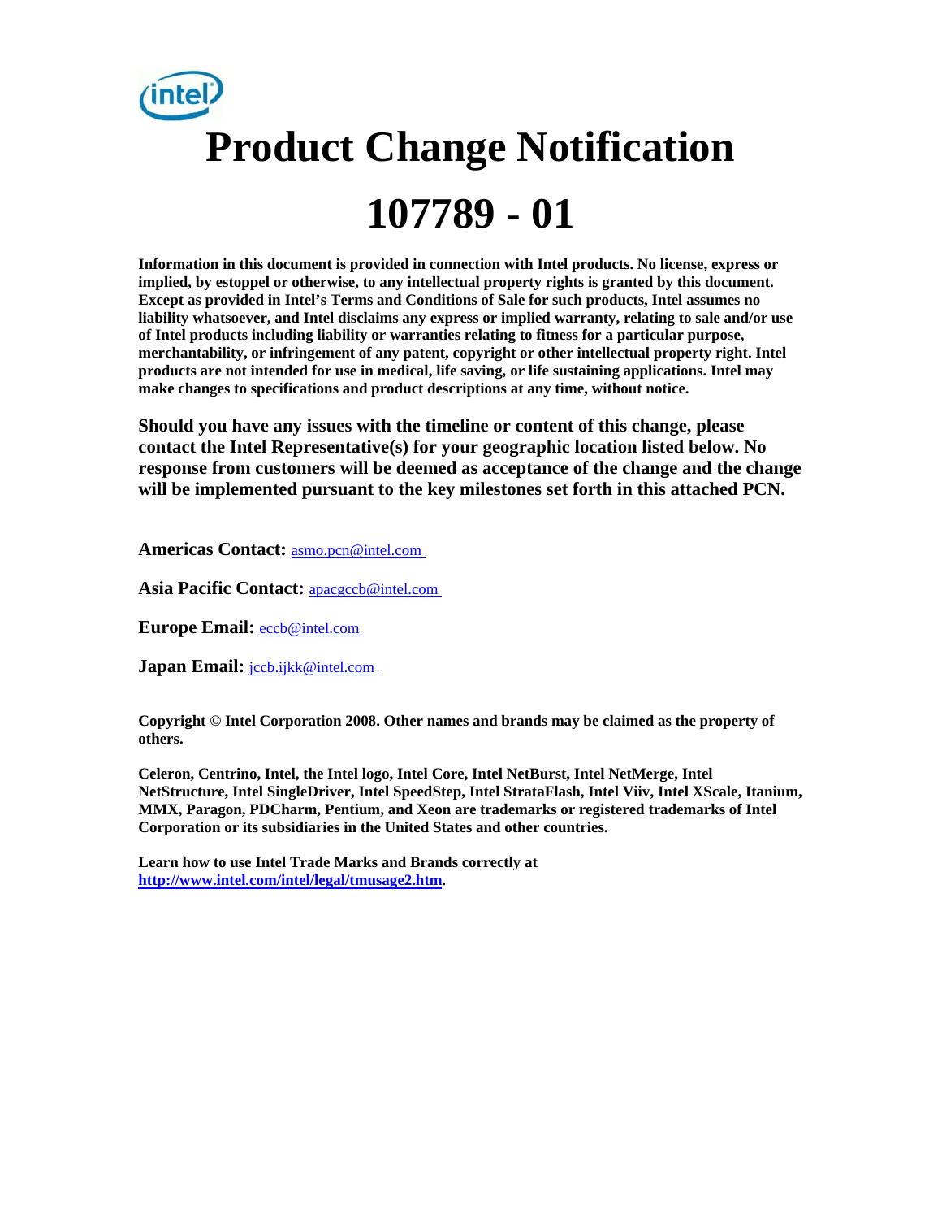# Product Change Notification

# 107789 - 01

**Information in this document is provided in connection with Intel products. No license, express or implied, by estoppel or otherwise, to any intellectual property rights is granted by this document. Except as provided in Intel's Terms and Conditions of Sale for such products, Intel assumes no liability whatsoever, and Intel disclaims any express or implied warranty, relating to sale and/or use of Intel products including liability or warranties relating to fitness for a particular purpose, merchantability, or infringement of any patent, copyright or other intellectual property right. Intel products are not intended for use in medical, life saving, or life sustaining applications. Intel may make changes to specifications and product descriptions at any time, without notice.**

**Should you have any issues with the timeline or content of this change, please contact the Intel Representative(s) for your geographic location listed below. No response from customers will be deemed as acceptance of the change and the change will be implemented pursuant to the key milestones set forth in this attached PCN.**

**Americas Contact:** asmo.pcn@intel.com

**Asia Pacific Contact:** apacgccb@intel.com

**Europe Email:** eccb@intel.com

**Japan Email:** jccb.ijkk@intel.com

**Copyright © Intel Corporation 2008. Other names and brands may be claimed as the property of others.**

**Celeron, Centrino, Intel, the Intel logo, Intel Core, Intel NetBurst, Intel NetMerge, Intel NetStructure, Intel SingleDriver, Intel SpeedStep, Intel StrataFlash, Intel Viiv, Intel XScale, Itanium, MMX, Paragon, PDCharm, Pentium, and Xeon are trademarks or registered trademarks of Intel Corporation or its subsidiaries in the United States and other countries.**

**Learn how to use Intel Trade Marks and Brands correctly at http://www.intel.com/intel/legal/tmusage2.htm.**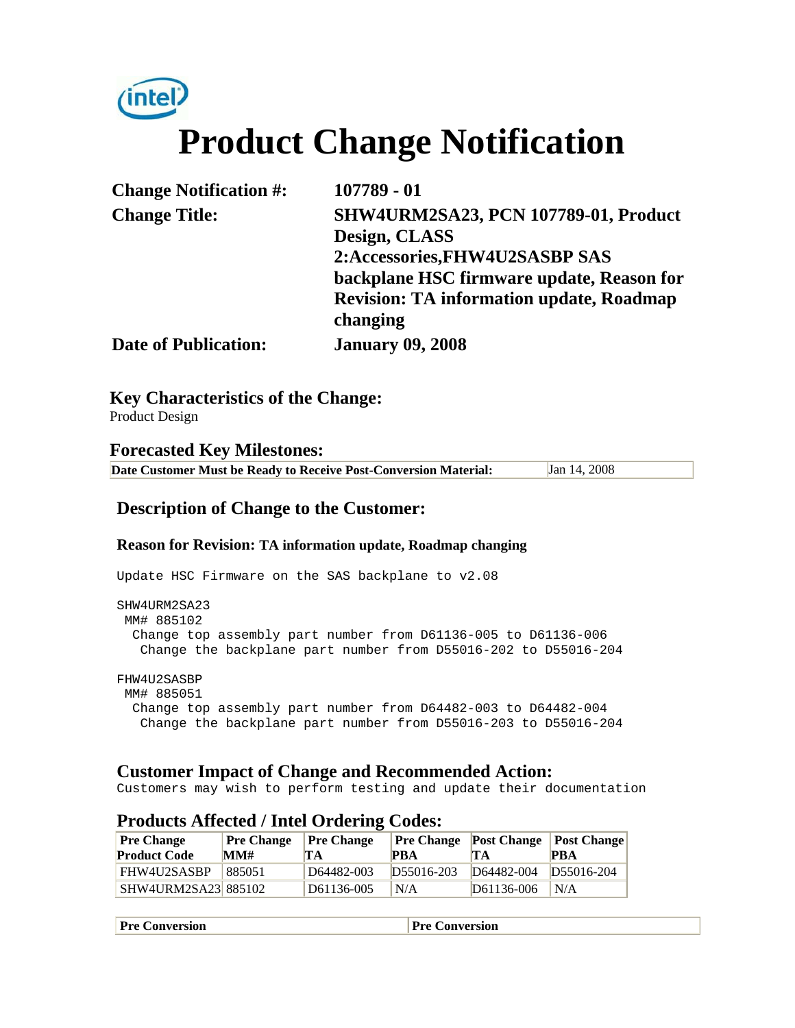# Product Change Notification

| | |
|---|---|
| **Change Notification #:** | **107789 - 01** |
| **Change Title:** | **SHW4URM2SA23, PCN 107789-01, Product Design, CLASS 2:Accessories,FHW4U2SASBP SAS backplane HSC firmware update, Reason for Revision: TA information update, Roadmap changing** |
| **Date of Publication:** | **January 09, 2008** |

## Key Characteristics of the Change:

Product Design

## Forecasted Key Milestones:

| | |
|---|---|
| **Date Customer Must be Ready to Receive Post-Conversion Material:** | Jan 14, 2008 |

## Description of Change to the Customer:

**Reason for Revision: TA information update, Roadmap changing**

```
Update HSC Firmware on the SAS backplane to v2.08

SHW4URM2SA23
 MM# 885102
  Change top assembly part number from D61136-005 to D61136-006
   Change the backplane part number from D55016-202 to D55016-204

FHW4U2SASBP
 MM# 885051
  Change top assembly part number from D64482-003 to D64482-004
   Change the backplane part number from D55016-203 to D55016-204
```

## Customer Impact of Change and Recommended Action:

Customers may wish to perform testing and update their documentation

## Products Affected / Intel Ordering Codes:

| Pre Change Product Code | Pre Change MM# | Pre Change TA | Pre Change PBA | Post Change TA | Post Change PBA |
|---|---|---|---|---|---|
| FHW4U2SASBP | 885051 | D64482-003 | D55016-203 | D64482-004 | D55016-204 |
| SHW4URM2SA23 | 885102 | D61136-005 | N/A | D61136-006 | N/A |

| Pre Conversion | Pre Conversion |
|---|---|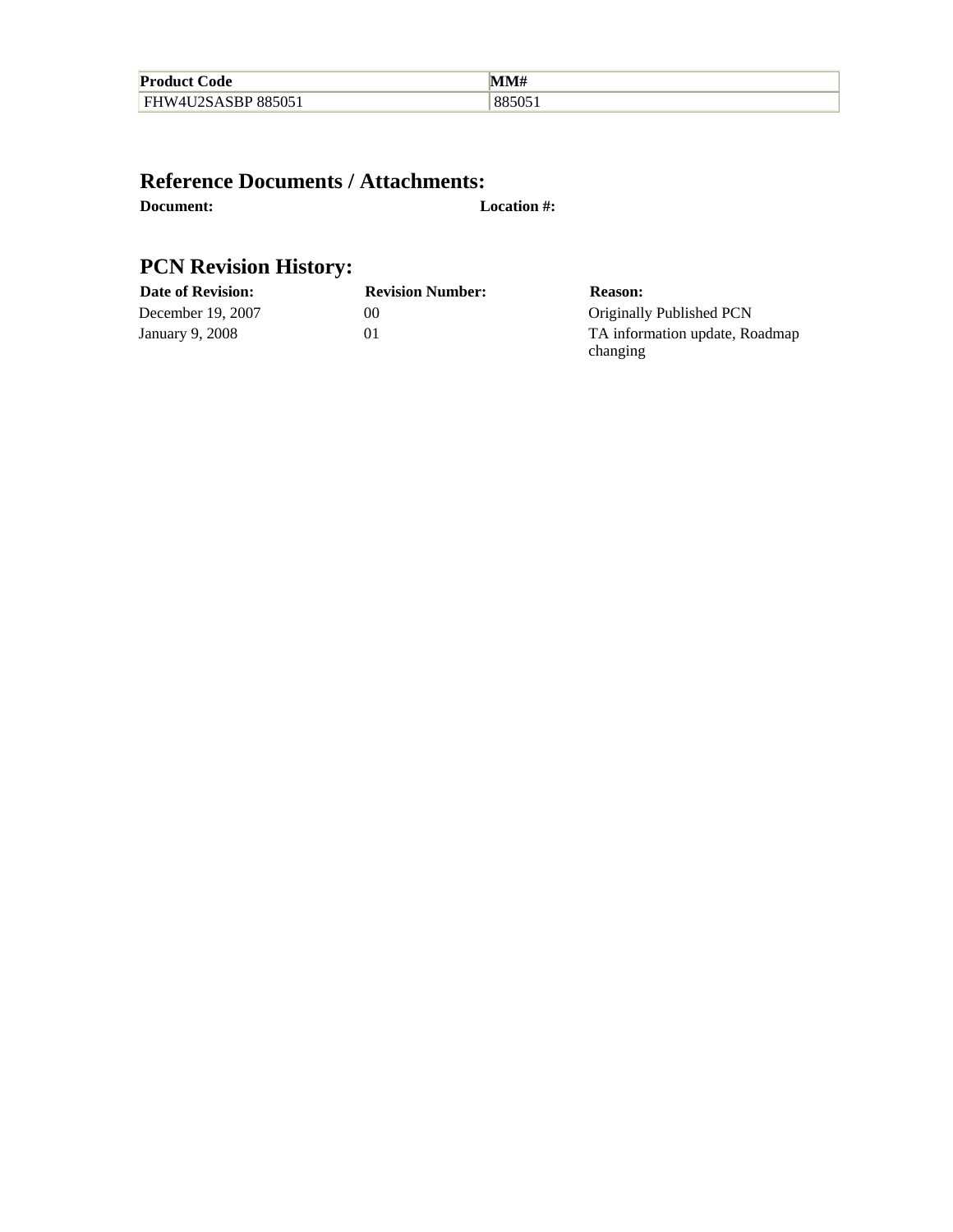| Product Code | MM# |
| --- | --- |
| FHW4U2SASBP 885051 | 885051 |

## Reference Documents / Attachments:

**Document:** **Location #:**

## PCN Revision History:

| Date of Revision: | Revision Number: | Reason: |
| --- | --- | --- |
| December 19, 2007 | 00 | Originally Published PCN |
| January 9, 2008 | 01 | TA information update, Roadmap changing |